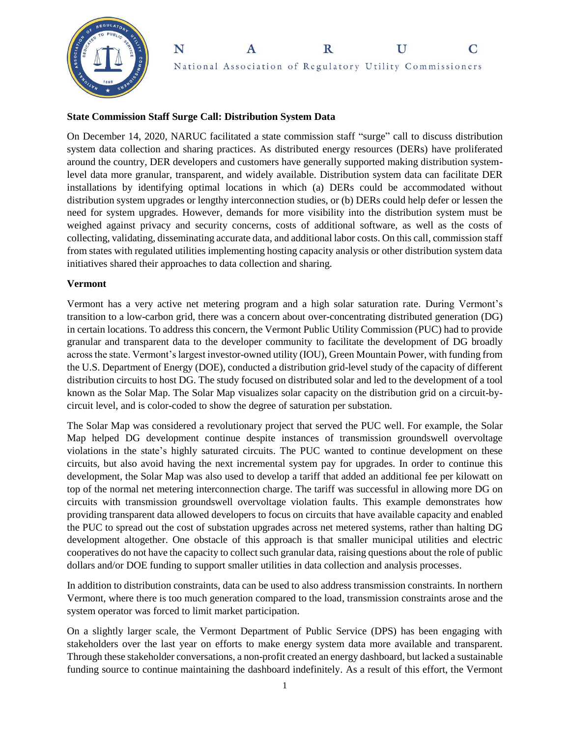N A R U C

National Association of Regulatory Utility Commissioners

**State Commission Staff Surge Call: Distribution System Data**

On December 14, 2020, NARUC facilitated a state commission staff "surge" call to discuss distribution system data collection and sharing practices. As distributed energy resources (DERs) have proliferated around the country, DER developers and customers have generally supported making distribution system-level data more granular, transparent, and widely available. Distribution system data can facilitate DER installations by identifying optimal locations in which (a) DERs could be accommodated without distribution system upgrades or lengthy interconnection studies, or (b) DERs could help defer or lessen the need for system upgrades. However, demands for more visibility into the distribution system must be weighed against privacy and security concerns, costs of additional software, as well as the costs of collecting, validating, disseminating accurate data, and additional labor costs. On this call, commission staff from states with regulated utilities implementing hosting capacity analysis or other distribution system data initiatives shared their approaches to data collection and sharing.

**Vermont**

Vermont has a very active net metering program and a high solar saturation rate. During Vermont's transition to a low-carbon grid, there was a concern about over-concentrating distributed generation (DG) in certain locations. To address this concern, the Vermont Public Utility Commission (PUC) had to provide granular and transparent data to the developer community to facilitate the development of DG broadly across the state. Vermont's largest investor-owned utility (IOU), Green Mountain Power, with funding from the U.S. Department of Energy (DOE), conducted a distribution grid-level study of the capacity of different distribution circuits to host DG. The study focused on distributed solar and led to the development of a tool known as the Solar Map. The Solar Map visualizes solar capacity on the distribution grid on a circuit-by-circuit level, and is color-coded to show the degree of saturation per substation.

The Solar Map was considered a revolutionary project that served the PUC well. For example, the Solar Map helped DG development continue despite instances of transmission groundswell overvoltage violations in the state's highly saturated circuits. The PUC wanted to continue development on these circuits, but also avoid having the next incremental system pay for upgrades. In order to continue this development, the Solar Map was also used to develop a tariff that added an additional fee per kilowatt on top of the normal net metering interconnection charge. The tariff was successful in allowing more DG on circuits with transmission groundswell overvoltage violation faults. This example demonstrates how providing transparent data allowed developers to focus on circuits that have available capacity and enabled the PUC to spread out the cost of substation upgrades across net metered systems, rather than halting DG development altogether. One obstacle of this approach is that smaller municipal utilities and electric cooperatives do not have the capacity to collect such granular data, raising questions about the role of public dollars and/or DOE funding to support smaller utilities in data collection and analysis processes.

In addition to distribution constraints, data can be used to also address transmission constraints. In northern Vermont, where there is too much generation compared to the load, transmission constraints arose and the system operator was forced to limit market participation.

On a slightly larger scale, the Vermont Department of Public Service (DPS) has been engaging with stakeholders over the last year on efforts to make energy system data more available and transparent. Through these stakeholder conversations, a non-profit created an energy dashboard, but lacked a sustainable funding source to continue maintaining the dashboard indefinitely. As a result of this effort, the Vermont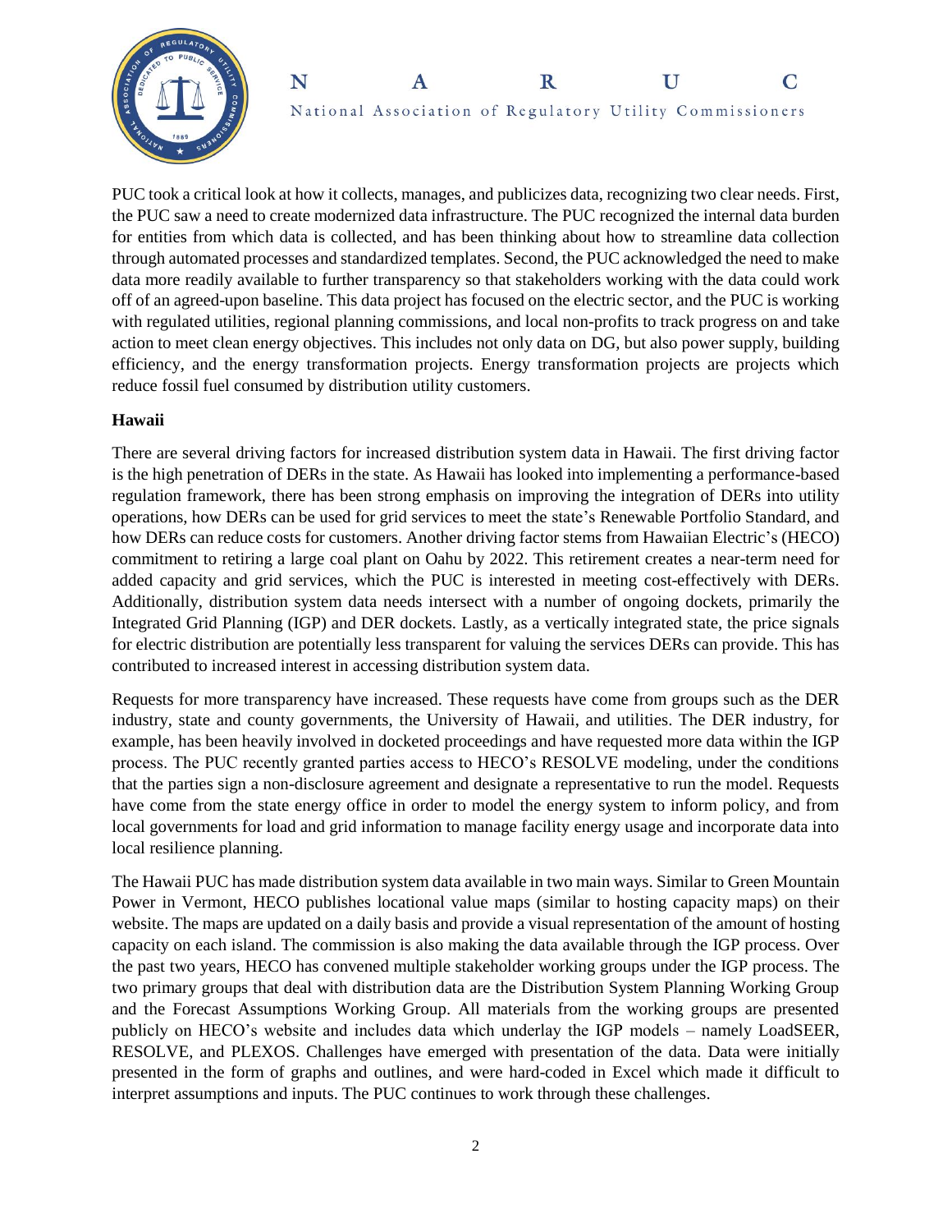PUC took a critical look at how it collects, manages, and publicizes data, recognizing two clear needs. First, the PUC saw a need to create modernized data infrastructure. The PUC recognized the internal data burden for entities from which data is collected, and has been thinking about how to streamline data collection through automated processes and standardized templates. Second, the PUC acknowledged the need to make data more readily available to further transparency so that stakeholders working with the data could work off of an agreed-upon baseline. This data project has focused on the electric sector, and the PUC is working with regulated utilities, regional planning commissions, and local non-profits to track progress on and take action to meet clean energy objectives. This includes not only data on DG, but also power supply, building efficiency, and the energy transformation projects. Energy transformation projects are projects which reduce fossil fuel consumed by distribution utility customers.

**Hawaii**

There are several driving factors for increased distribution system data in Hawaii. The first driving factor is the high penetration of DERs in the state. As Hawaii has looked into implementing a performance-based regulation framework, there has been strong emphasis on improving the integration of DERs into utility operations, how DERs can be used for grid services to meet the state's Renewable Portfolio Standard, and how DERs can reduce costs for customers. Another driving factor stems from Hawaiian Electric's (HECO) commitment to retiring a large coal plant on Oahu by 2022. This retirement creates a near-term need for added capacity and grid services, which the PUC is interested in meeting cost-effectively with DERs. Additionally, distribution system data needs intersect with a number of ongoing dockets, primarily the Integrated Grid Planning (IGP) and DER dockets. Lastly, as a vertically integrated state, the price signals for electric distribution are potentially less transparent for valuing the services DERs can provide. This has contributed to increased interest in accessing distribution system data.

Requests for more transparency have increased. These requests have come from groups such as the DER industry, state and county governments, the University of Hawaii, and utilities. The DER industry, for example, has been heavily involved in docketed proceedings and have requested more data within the IGP process. The PUC recently granted parties access to HECO's RESOLVE modeling, under the conditions that the parties sign a non-disclosure agreement and designate a representative to run the model. Requests have come from the state energy office in order to model the energy system to inform policy, and from local governments for load and grid information to manage facility energy usage and incorporate data into local resilience planning.

The Hawaii PUC has made distribution system data available in two main ways. Similar to Green Mountain Power in Vermont, HECO publishes locational value maps (similar to hosting capacity maps) on their website. The maps are updated on a daily basis and provide a visual representation of the amount of hosting capacity on each island. The commission is also making the data available through the IGP process. Over the past two years, HECO has convened multiple stakeholder working groups under the IGP process. The two primary groups that deal with distribution data are the Distribution System Planning Working Group and the Forecast Assumptions Working Group. All materials from the working groups are presented publicly on HECO's website and includes data which underlay the IGP models – namely LoadSEER, RESOLVE, and PLEXOS. Challenges have emerged with presentation of the data. Data were initially presented in the form of graphs and outlines, and were hard-coded in Excel which made it difficult to interpret assumptions and inputs. The PUC continues to work through these challenges.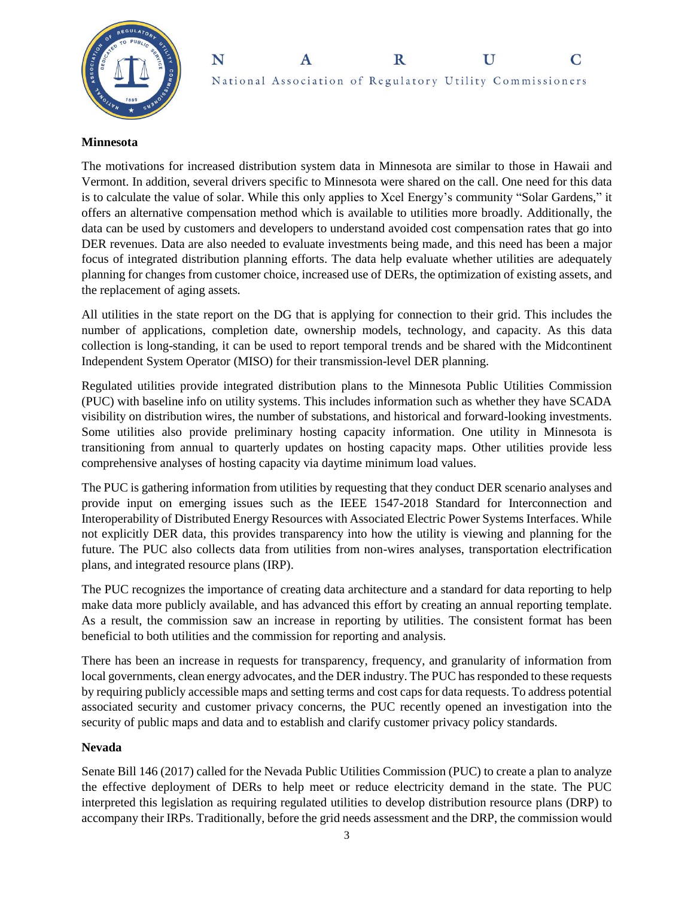**Minnesota**

The motivations for increased distribution system data in Minnesota are similar to those in Hawaii and Vermont. In addition, several drivers specific to Minnesota were shared on the call. One need for this data is to calculate the value of solar. While this only applies to Xcel Energy's community "Solar Gardens," it offers an alternative compensation method which is available to utilities more broadly. Additionally, the data can be used by customers and developers to understand avoided cost compensation rates that go into DER revenues. Data are also needed to evaluate investments being made, and this need has been a major focus of integrated distribution planning efforts. The data help evaluate whether utilities are adequately planning for changes from customer choice, increased use of DERs, the optimization of existing assets, and the replacement of aging assets.

All utilities in the state report on the DG that is applying for connection to their grid. This includes the number of applications, completion date, ownership models, technology, and capacity. As this data collection is long-standing, it can be used to report temporal trends and be shared with the Midcontinent Independent System Operator (MISO) for their transmission-level DER planning.

Regulated utilities provide integrated distribution plans to the Minnesota Public Utilities Commission (PUC) with baseline info on utility systems. This includes information such as whether they have SCADA visibility on distribution wires, the number of substations, and historical and forward-looking investments. Some utilities also provide preliminary hosting capacity information. One utility in Minnesota is transitioning from annual to quarterly updates on hosting capacity maps. Other utilities provide less comprehensive analyses of hosting capacity via daytime minimum load values.

The PUC is gathering information from utilities by requesting that they conduct DER scenario analyses and provide input on emerging issues such as the IEEE 1547-2018 Standard for Interconnection and Interoperability of Distributed Energy Resources with Associated Electric Power Systems Interfaces. While not explicitly DER data, this provides transparency into how the utility is viewing and planning for the future. The PUC also collects data from utilities from non-wires analyses, transportation electrification plans, and integrated resource plans (IRP).

The PUC recognizes the importance of creating data architecture and a standard for data reporting to help make data more publicly available, and has advanced this effort by creating an annual reporting template. As a result, the commission saw an increase in reporting by utilities. The consistent format has been beneficial to both utilities and the commission for reporting and analysis.

There has been an increase in requests for transparency, frequency, and granularity of information from local governments, clean energy advocates, and the DER industry. The PUC has responded to these requests by requiring publicly accessible maps and setting terms and cost caps for data requests. To address potential associated security and customer privacy concerns, the PUC recently opened an investigation into the security of public maps and data and to establish and clarify customer privacy policy standards.

**Nevada**

Senate Bill 146 (2017) called for the Nevada Public Utilities Commission (PUC) to create a plan to analyze the effective deployment of DERs to help meet or reduce electricity demand in the state. The PUC interpreted this legislation as requiring regulated utilities to develop distribution resource plans (DRP) to accompany their IRPs. Traditionally, before the grid needs assessment and the DRP, the commission would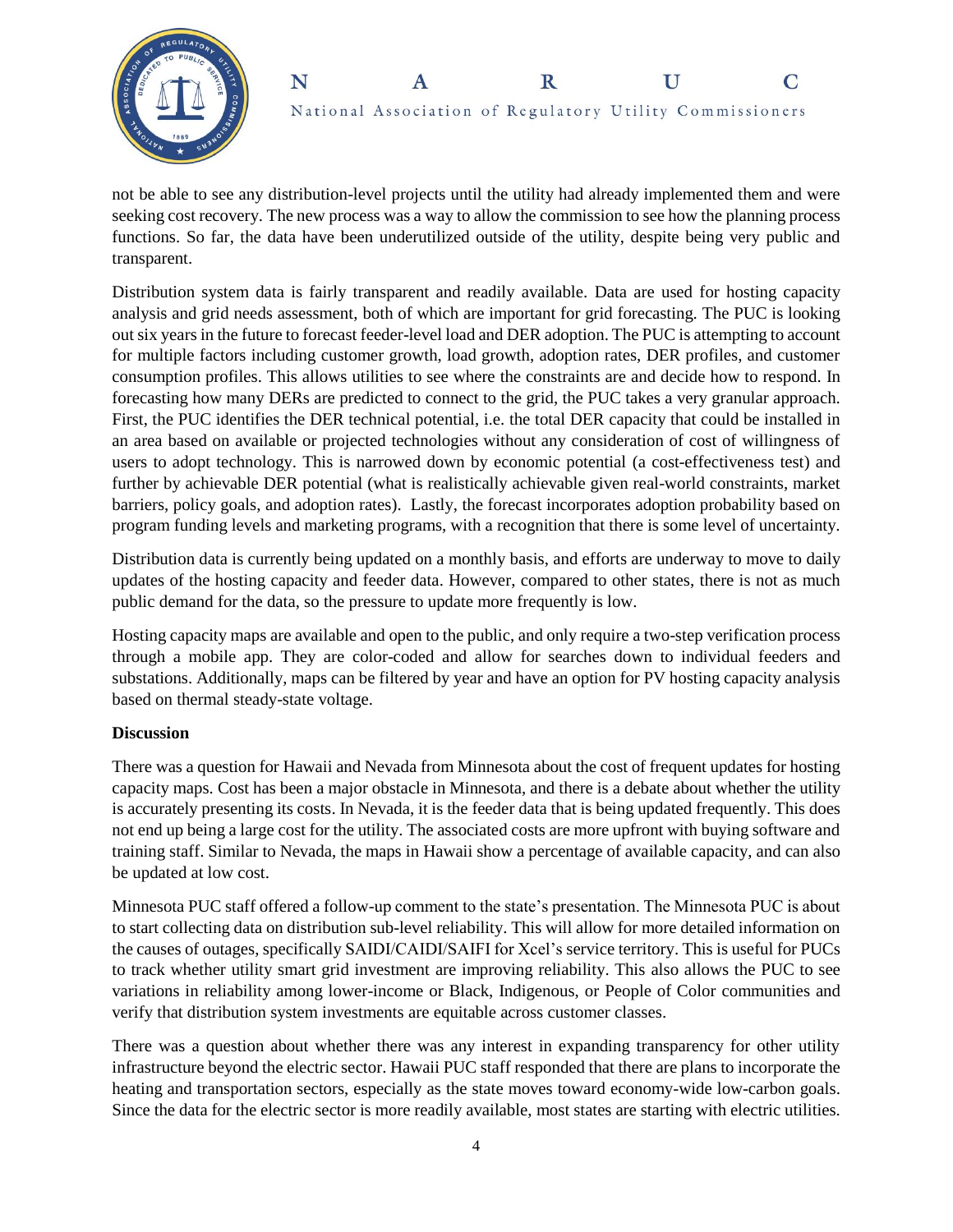not be able to see any distribution-level projects until the utility had already implemented them and were seeking cost recovery. The new process was a way to allow the commission to see how the planning process functions. So far, the data have been underutilized outside of the utility, despite being very public and transparent.

Distribution system data is fairly transparent and readily available. Data are used for hosting capacity analysis and grid needs assessment, both of which are important for grid forecasting. The PUC is looking out six years in the future to forecast feeder-level load and DER adoption. The PUC is attempting to account for multiple factors including customer growth, load growth, adoption rates, DER profiles, and customer consumption profiles. This allows utilities to see where the constraints are and decide how to respond. In forecasting how many DERs are predicted to connect to the grid, the PUC takes a very granular approach. First, the PUC identifies the DER technical potential, i.e. the total DER capacity that could be installed in an area based on available or projected technologies without any consideration of cost of willingness of users to adopt technology. This is narrowed down by economic potential (a cost-effectiveness test) and further by achievable DER potential (what is realistically achievable given real-world constraints, market barriers, policy goals, and adoption rates). Lastly, the forecast incorporates adoption probability based on program funding levels and marketing programs, with a recognition that there is some level of uncertainty.

Distribution data is currently being updated on a monthly basis, and efforts are underway to move to daily updates of the hosting capacity and feeder data. However, compared to other states, there is not as much public demand for the data, so the pressure to update more frequently is low.

Hosting capacity maps are available and open to the public, and only require a two-step verification process through a mobile app. They are color-coded and allow for searches down to individual feeders and substations. Additionally, maps can be filtered by year and have an option for PV hosting capacity analysis based on thermal steady-state voltage.

**Discussion**

There was a question for Hawaii and Nevada from Minnesota about the cost of frequent updates for hosting capacity maps. Cost has been a major obstacle in Minnesota, and there is a debate about whether the utility is accurately presenting its costs. In Nevada, it is the feeder data that is being updated frequently. This does not end up being a large cost for the utility. The associated costs are more upfront with buying software and training staff. Similar to Nevada, the maps in Hawaii show a percentage of available capacity, and can also be updated at low cost.

Minnesota PUC staff offered a follow-up comment to the state's presentation. The Minnesota PUC is about to start collecting data on distribution sub-level reliability. This will allow for more detailed information on the causes of outages, specifically SAIDI/CAIDI/SAIFI for Xcel's service territory. This is useful for PUCs to track whether utility smart grid investment are improving reliability. This also allows the PUC to see variations in reliability among lower-income or Black, Indigenous, or People of Color communities and verify that distribution system investments are equitable across customer classes.

There was a question about whether there was any interest in expanding transparency for other utility infrastructure beyond the electric sector. Hawaii PUC staff responded that there are plans to incorporate the heating and transportation sectors, especially as the state moves toward economy-wide low-carbon goals. Since the data for the electric sector is more readily available, most states are starting with electric utilities.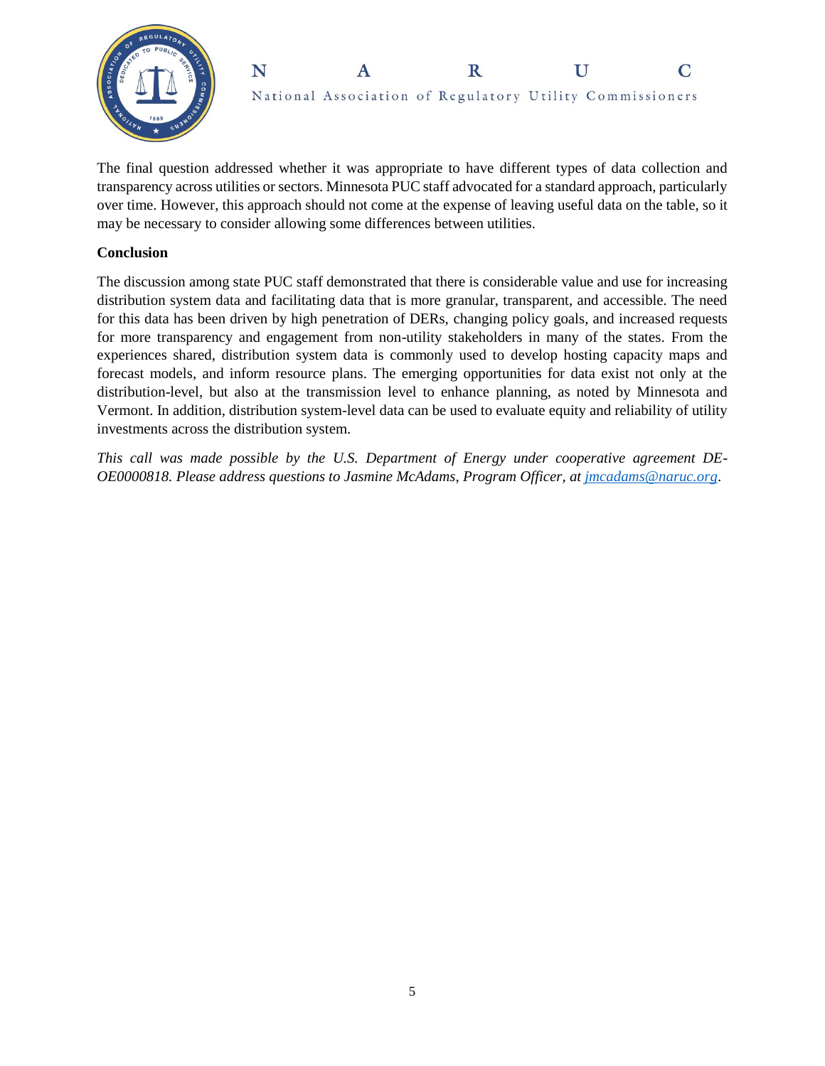The final question addressed whether it was appropriate to have different types of data collection and transparency across utilities or sectors. Minnesota PUC staff advocated for a standard approach, particularly over time. However, this approach should not come at the expense of leaving useful data on the table, so it may be necessary to consider allowing some differences between utilities.

**Conclusion**

The discussion among state PUC staff demonstrated that there is considerable value and use for increasing distribution system data and facilitating data that is more granular, transparent, and accessible. The need for this data has been driven by high penetration of DERs, changing policy goals, and increased requests for more transparency and engagement from non-utility stakeholders in many of the states. From the experiences shared, distribution system data is commonly used to develop hosting capacity maps and forecast models, and inform resource plans. The emerging opportunities for data exist not only at the distribution-level, but also at the transmission level to enhance planning, as noted by Minnesota and Vermont. In addition, distribution system-level data can be used to evaluate equity and reliability of utility investments across the distribution system.

*This call was made possible by the U.S. Department of Energy under cooperative agreement DE-OE0000818. Please address questions to Jasmine McAdams, Program Officer, at [jmcadams@naruc.org](mailto:jmcadams@naruc.org).*